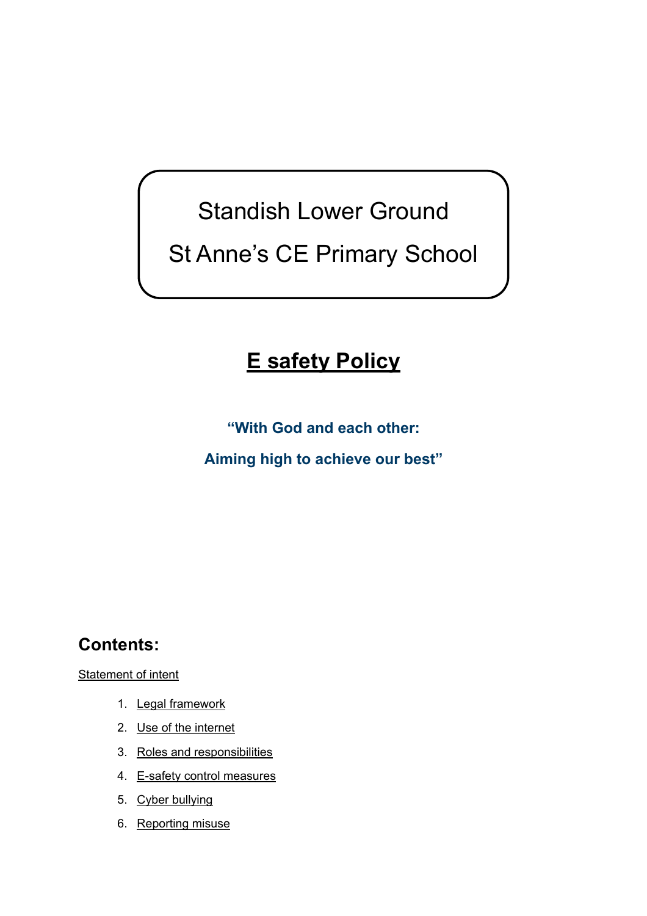# Standish Lower Ground

# St Anne's CE Primary School

## E safety Policy

**"With God and each other:**

**Aiming high to achieve our best"**

## Contents:

Statement of intent

1. Legal framework
2. Use of the internet
3. Roles and responsibilities
4. E-safety control measures
5. Cyber bullying
6. Reporting misuse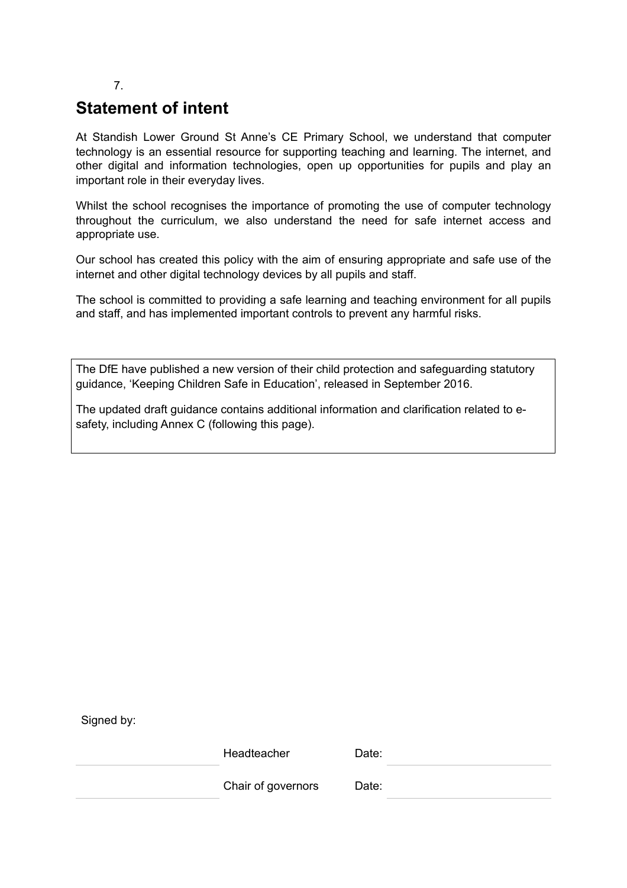7.

# Statement of intent

At Standish Lower Ground St Anne's CE Primary School, we understand that computer technology is an essential resource for supporting teaching and learning. The internet, and other digital and information technologies, open up opportunities for pupils and play an important role in their everyday lives.

Whilst the school recognises the importance of promoting the use of computer technology throughout the curriculum, we also understand the need for safe internet access and appropriate use.

Our school has created this policy with the aim of ensuring appropriate and safe use of the internet and other digital technology devices by all pupils and staff.

The school is committed to providing a safe learning and teaching environment for all pupils and staff, and has implemented important controls to prevent any harmful risks.

> The DfE have published a new version of their child protection and safeguarding statutory guidance, 'Keeping Children Safe in Education', released in September 2016.
>
> The updated draft guidance contains additional information and clarification related to e-safety, including Annex C (following this page).

Signed by:

| | | | |
|---|---|---|---|
| | Headteacher | Date: | |
| | Chair of governors | Date: | |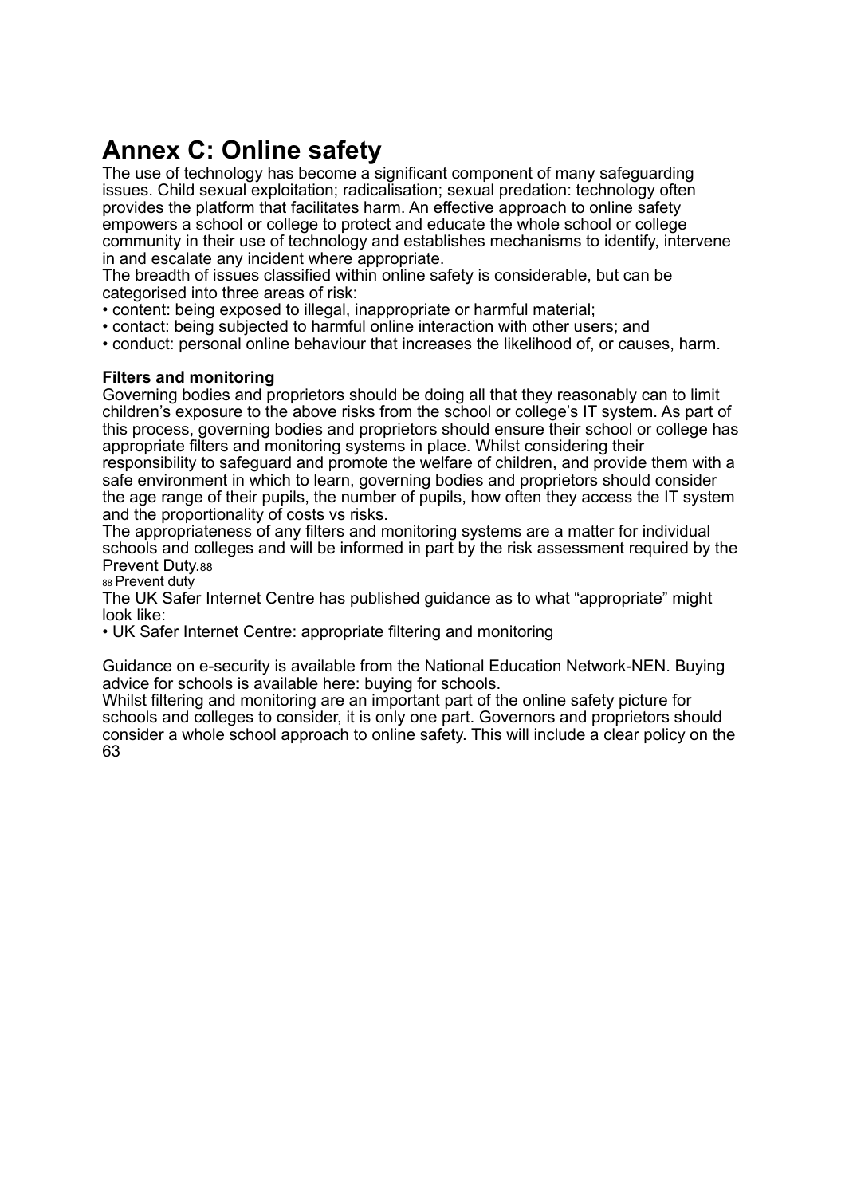# Annex C: Online safety

The use of technology has become a significant component of many safeguarding issues. Child sexual exploitation; radicalisation; sexual predation: technology often provides the platform that facilitates harm. An effective approach to online safety empowers a school or college to protect and educate the whole school or college community in their use of technology and establishes mechanisms to identify, intervene in and escalate any incident where appropriate.

The breadth of issues classified within online safety is considerable, but can be categorised into three areas of risk:

- content: being exposed to illegal, inappropriate or harmful material;
- contact: being subjected to harmful online interaction with other users; and
- conduct: personal online behaviour that increases the likelihood of, or causes, harm.

**Filters and monitoring**

Governing bodies and proprietors should be doing all that they reasonably can to limit children's exposure to the above risks from the school or college's IT system. As part of this process, governing bodies and proprietors should ensure their school or college has appropriate filters and monitoring systems in place. Whilst considering their responsibility to safeguard and promote the welfare of children, and provide them with a safe environment in which to learn, governing bodies and proprietors should consider the age range of their pupils, the number of pupils, how often they access the IT system and the proportionality of costs vs risks.

The appropriateness of any filters and monitoring systems are a matter for individual schools and colleges and will be informed in part by the risk assessment required by the Prevent Duty.[88]

[88] Prevent duty

The UK Safer Internet Centre has published guidance as to what "appropriate" might look like:

- UK Safer Internet Centre: appropriate filtering and monitoring

Guidance on e-security is available from the National Education Network-NEN. Buying advice for schools is available here: buying for schools.

Whilst filtering and monitoring are an important part of the online safety picture for schools and colleges to consider, it is only one part. Governors and proprietors should consider a whole school approach to online safety. This will include a clear policy on the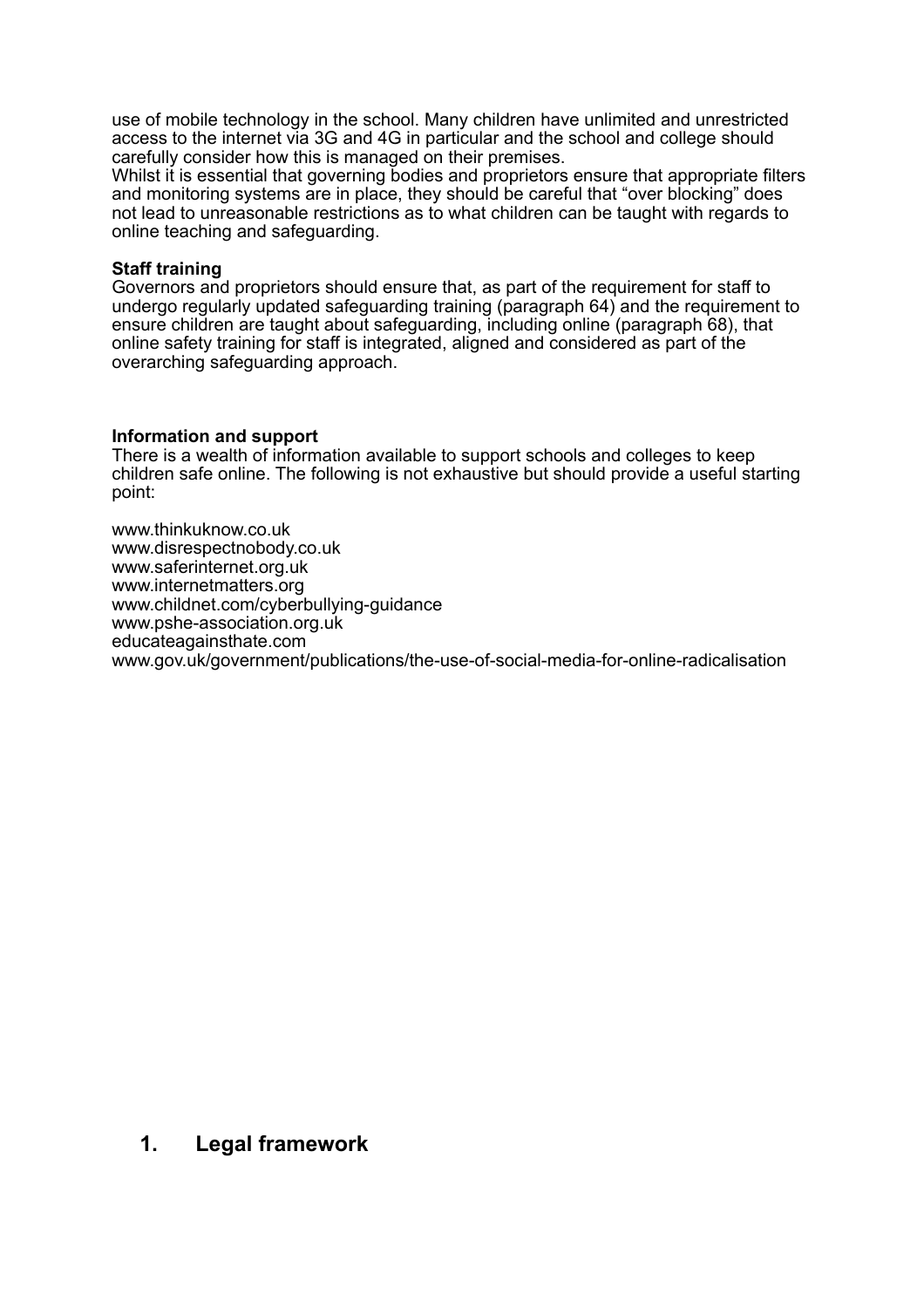use of mobile technology in the school. Many children have unlimited and unrestricted access to the internet via 3G and 4G in particular and the school and college should carefully consider how this is managed on their premises.
Whilst it is essential that governing bodies and proprietors ensure that appropriate filters and monitoring systems are in place, they should be careful that “over blocking” does not lead to unreasonable restrictions as to what children can be taught with regards to online teaching and safeguarding.

**Staff training**
Governors and proprietors should ensure that, as part of the requirement for staff to undergo regularly updated safeguarding training (paragraph 64) and the requirement to ensure children are taught about safeguarding, including online (paragraph 68), that online safety training for staff is integrated, aligned and considered as part of the overarching safeguarding approach.

**Information and support**
There is a wealth of information available to support schools and colleges to keep children safe online. The following is not exhaustive but should provide a useful starting point:

www.thinkuknow.co.uk
www.disrespectnobody.co.uk
www.saferinternet.org.uk
www.internetmatters.org
www.childnet.com/cyberbullying-guidance
www.pshe-association.org.uk
educateagainsthate.com
www.gov.uk/government/publications/the-use-of-social-media-for-online-radicalisation

## 1. Legal framework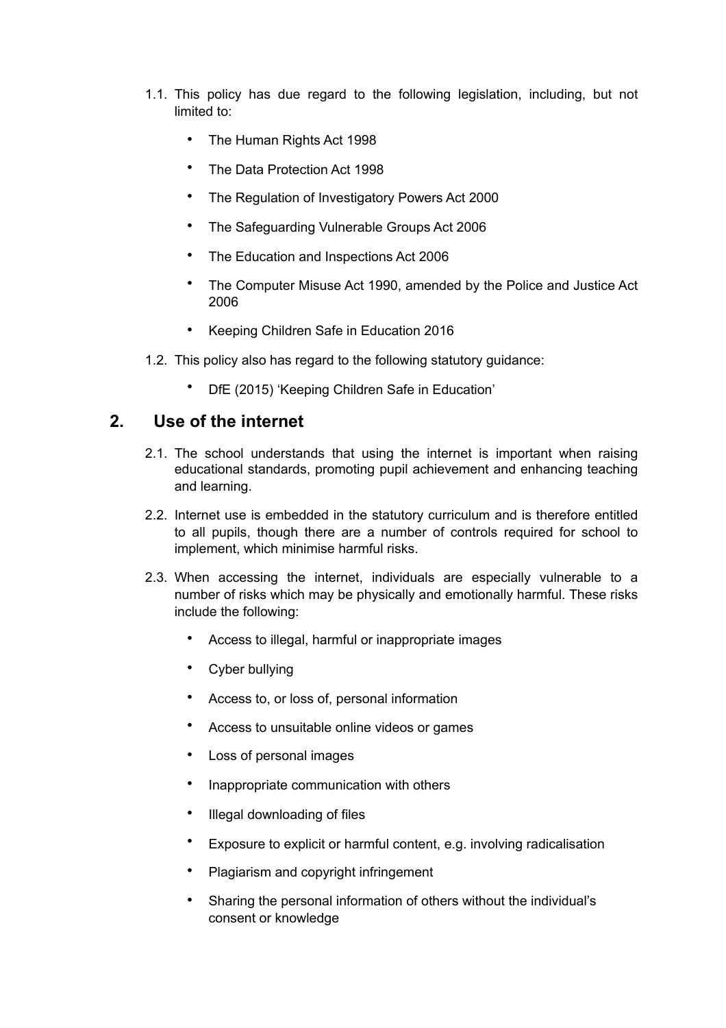1.1. This policy has due regard to the following legislation, including, but not limited to:

- The Human Rights Act 1998
- The Data Protection Act 1998
- The Regulation of Investigatory Powers Act 2000
- The Safeguarding Vulnerable Groups Act 2006
- The Education and Inspections Act 2006
- The Computer Misuse Act 1990, amended by the Police and Justice Act 2006
- Keeping Children Safe in Education 2016

1.2. This policy also has regard to the following statutory guidance:

- DfE (2015) 'Keeping Children Safe in Education'

## 2. Use of the internet

2.1. The school understands that using the internet is important when raising educational standards, promoting pupil achievement and enhancing teaching and learning.

2.2. Internet use is embedded in the statutory curriculum and is therefore entitled to all pupils, though there are a number of controls required for school to implement, which minimise harmful risks.

2.3. When accessing the internet, individuals are especially vulnerable to a number of risks which may be physically and emotionally harmful. These risks include the following:

- Access to illegal, harmful or inappropriate images
- Cyber bullying
- Access to, or loss of, personal information
- Access to unsuitable online videos or games
- Loss of personal images
- Inappropriate communication with others
- Illegal downloading of files
- Exposure to explicit or harmful content, e.g. involving radicalisation
- Plagiarism and copyright infringement
- Sharing the personal information of others without the individual's consent or knowledge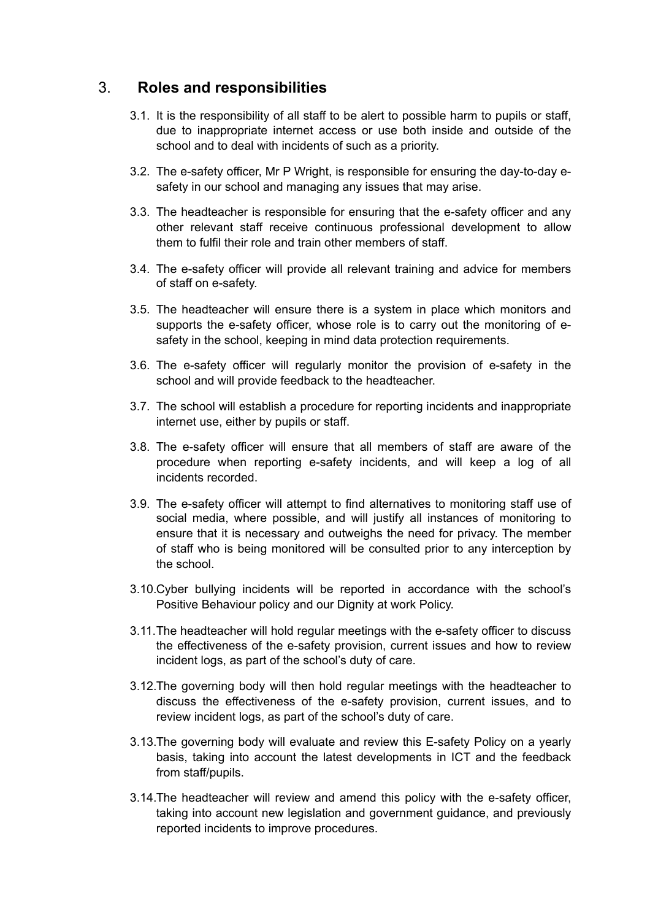## 3. **Roles and responsibilities**

3.1. It is the responsibility of all staff to be alert to possible harm to pupils or staff, due to inappropriate internet access or use both inside and outside of the school and to deal with incidents of such as a priority.

3.2. The e-safety officer, Mr P Wright, is responsible for ensuring the day-to-day e-safety in our school and managing any issues that may arise.

3.3. The headteacher is responsible for ensuring that the e-safety officer and any other relevant staff receive continuous professional development to allow them to fulfil their role and train other members of staff.

3.4. The e-safety officer will provide all relevant training and advice for members of staff on e-safety.

3.5. The headteacher will ensure there is a system in place which monitors and supports the e-safety officer, whose role is to carry out the monitoring of e-safety in the school, keeping in mind data protection requirements.

3.6. The e-safety officer will regularly monitor the provision of e-safety in the school and will provide feedback to the headteacher.

3.7. The school will establish a procedure for reporting incidents and inappropriate internet use, either by pupils or staff.

3.8. The e-safety officer will ensure that all members of staff are aware of the procedure when reporting e-safety incidents, and will keep a log of all incidents recorded.

3.9. The e-safety officer will attempt to find alternatives to monitoring staff use of social media, where possible, and will justify all instances of monitoring to ensure that it is necessary and outweighs the need for privacy. The member of staff who is being monitored will be consulted prior to any interception by the school.

3.10. Cyber bullying incidents will be reported in accordance with the school's Positive Behaviour policy and our Dignity at work Policy.

3.11. The headteacher will hold regular meetings with the e-safety officer to discuss the effectiveness of the e-safety provision, current issues and how to review incident logs, as part of the school's duty of care.

3.12. The governing body will then hold regular meetings with the headteacher to discuss the effectiveness of the e-safety provision, current issues, and to review incident logs, as part of the school's duty of care.

3.13. The governing body will evaluate and review this E-safety Policy on a yearly basis, taking into account the latest developments in ICT and the feedback from staff/pupils.

3.14. The headteacher will review and amend this policy with the e-safety officer, taking into account new legislation and government guidance, and previously reported incidents to improve procedures.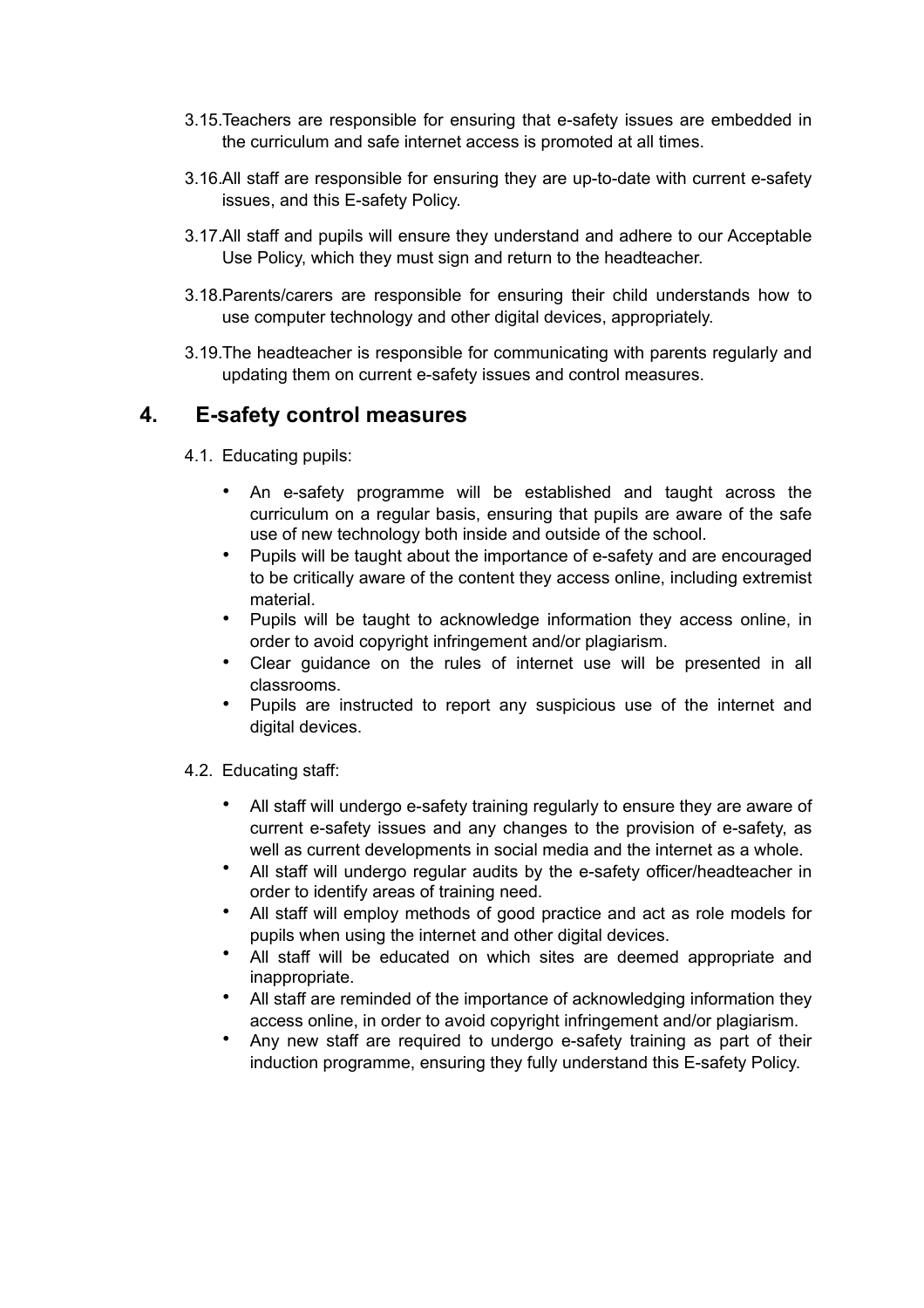3.15. Teachers are responsible for ensuring that e-safety issues are embedded in the curriculum and safe internet access is promoted at all times.

3.16. All staff are responsible for ensuring they are up-to-date with current e-safety issues, and this E-safety Policy.

3.17. All staff and pupils will ensure they understand and adhere to our Acceptable Use Policy, which they must sign and return to the headteacher.

3.18. Parents/carers are responsible for ensuring their child understands how to use computer technology and other digital devices, appropriately.

3.19. The headteacher is responsible for communicating with parents regularly and updating them on current e-safety issues and control measures.

## 4. E-safety control measures

4.1. Educating pupils:

- An e-safety programme will be established and taught across the curriculum on a regular basis, ensuring that pupils are aware of the safe use of new technology both inside and outside of the school.
- Pupils will be taught about the importance of e-safety and are encouraged to be critically aware of the content they access online, including extremist material.
- Pupils will be taught to acknowledge information they access online, in order to avoid copyright infringement and/or plagiarism.
- Clear guidance on the rules of internet use will be presented in all classrooms.
- Pupils are instructed to report any suspicious use of the internet and digital devices.

4.2. Educating staff:

- All staff will undergo e-safety training regularly to ensure they are aware of current e-safety issues and any changes to the provision of e-safety, as well as current developments in social media and the internet as a whole.
- All staff will undergo regular audits by the e-safety officer/headteacher in order to identify areas of training need.
- All staff will employ methods of good practice and act as role models for pupils when using the internet and other digital devices.
- All staff will be educated on which sites are deemed appropriate and inappropriate.
- All staff are reminded of the importance of acknowledging information they access online, in order to avoid copyright infringement and/or plagiarism.
- Any new staff are required to undergo e-safety training as part of their induction programme, ensuring they fully understand this E-safety Policy.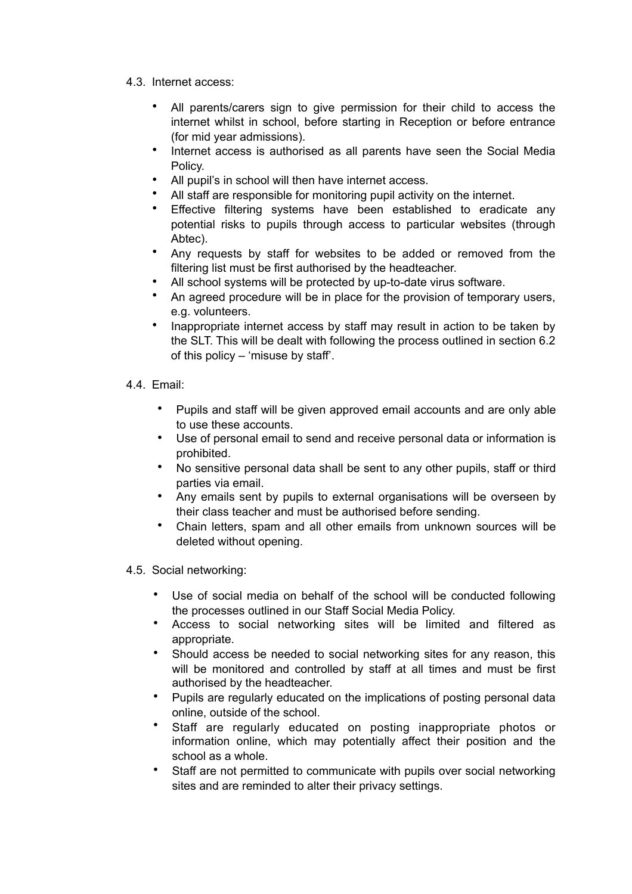4.3. Internet access:

- All parents/carers sign to give permission for their child to access the internet whilst in school, before starting in Reception or before entrance (for mid year admissions).
- Internet access is authorised as all parents have seen the Social Media Policy.
- All pupil's in school will then have internet access.
- All staff are responsible for monitoring pupil activity on the internet.
- Effective filtering systems have been established to eradicate any potential risks to pupils through access to particular websites (through Abtec).
- Any requests by staff for websites to be added or removed from the filtering list must be first authorised by the headteacher.
- All school systems will be protected by up-to-date virus software.
- An agreed procedure will be in place for the provision of temporary users, e.g. volunteers.
- Inappropriate internet access by staff may result in action to be taken by the SLT. This will be dealt with following the process outlined in section 6.2 of this policy – 'misuse by staff'.

4.4. Email:

- Pupils and staff will be given approved email accounts and are only able to use these accounts.
- Use of personal email to send and receive personal data or information is prohibited.
- No sensitive personal data shall be sent to any other pupils, staff or third parties via email.
- Any emails sent by pupils to external organisations will be overseen by their class teacher and must be authorised before sending.
- Chain letters, spam and all other emails from unknown sources will be deleted without opening.

4.5. Social networking:

- Use of social media on behalf of the school will be conducted following the processes outlined in our Staff Social Media Policy.
- Access to social networking sites will be limited and filtered as appropriate.
- Should access be needed to social networking sites for any reason, this will be monitored and controlled by staff at all times and must be first authorised by the headteacher.
- Pupils are regularly educated on the implications of posting personal data online, outside of the school.
- Staff are regularly educated on posting inappropriate photos or information online, which may potentially affect their position and the school as a whole.
- Staff are not permitted to communicate with pupils over social networking sites and are reminded to alter their privacy settings.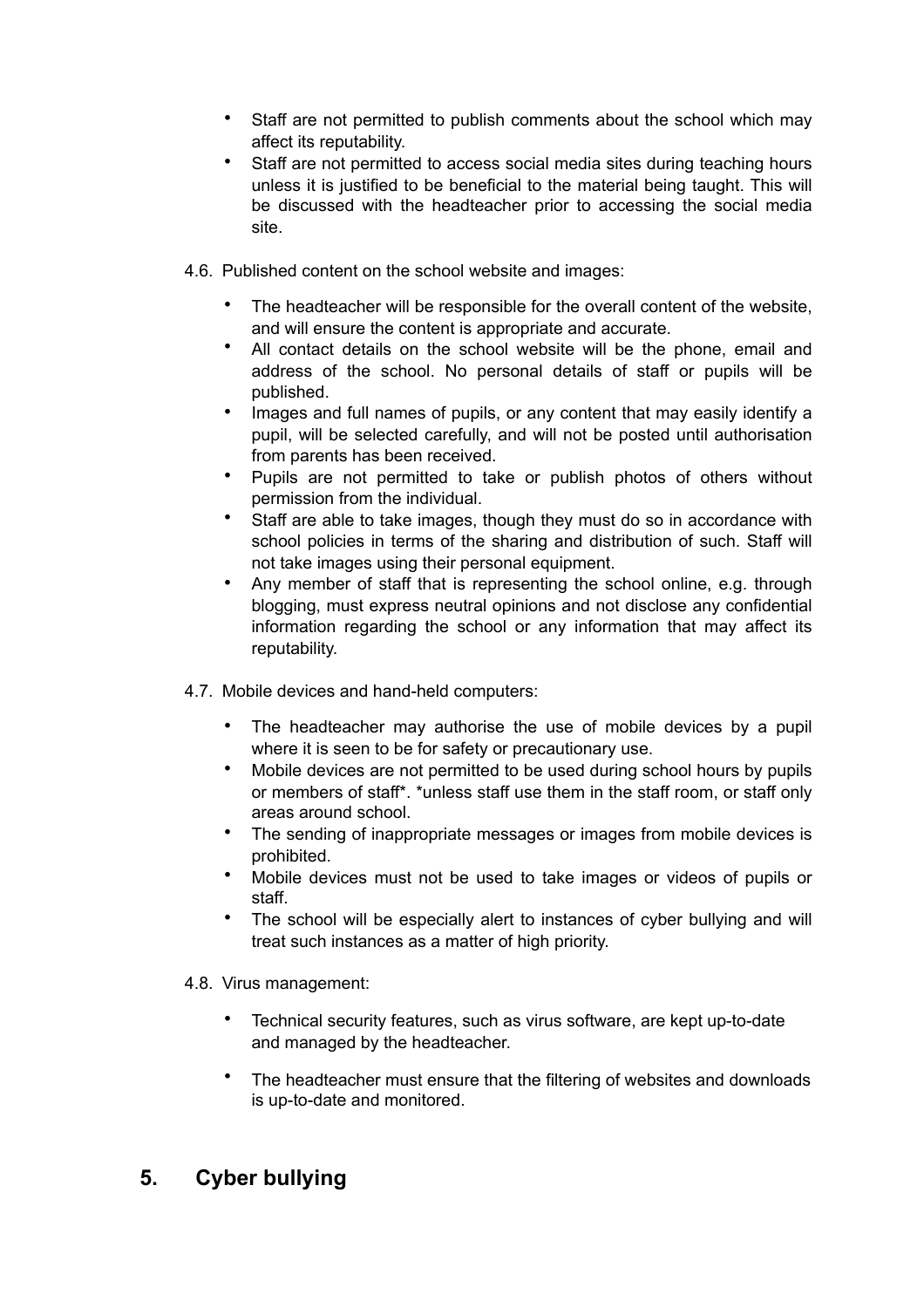- Staff are not permitted to publish comments about the school which may affect its reputability.
- Staff are not permitted to access social media sites during teaching hours unless it is justified to be beneficial to the material being taught. This will be discussed with the headteacher prior to accessing the social media site.

4.6. Published content on the school website and images:

- The headteacher will be responsible for the overall content of the website, and will ensure the content is appropriate and accurate.
- All contact details on the school website will be the phone, email and address of the school. No personal details of staff or pupils will be published.
- Images and full names of pupils, or any content that may easily identify a pupil, will be selected carefully, and will not be posted until authorisation from parents has been received.
- Pupils are not permitted to take or publish photos of others without permission from the individual.
- Staff are able to take images, though they must do so in accordance with school policies in terms of the sharing and distribution of such. Staff will not take images using their personal equipment.
- Any member of staff that is representing the school online, e.g. through blogging, must express neutral opinions and not disclose any confidential information regarding the school or any information that may affect its reputability.

4.7. Mobile devices and hand-held computers:

- The headteacher may authorise the use of mobile devices by a pupil where it is seen to be for safety or precautionary use.
- Mobile devices are not permitted to be used during school hours by pupils or members of staff*. *unless staff use them in the staff room, or staff only areas around school.
- The sending of inappropriate messages or images from mobile devices is prohibited.
- Mobile devices must not be used to take images or videos of pupils or staff.
- The school will be especially alert to instances of cyber bullying and will treat such instances as a matter of high priority.

4.8. Virus management:

- Technical security features, such as virus software, are kept up-to-date and managed by the headteacher.
- The headteacher must ensure that the filtering of websites and downloads is up-to-date and monitored.

## 5. Cyber bullying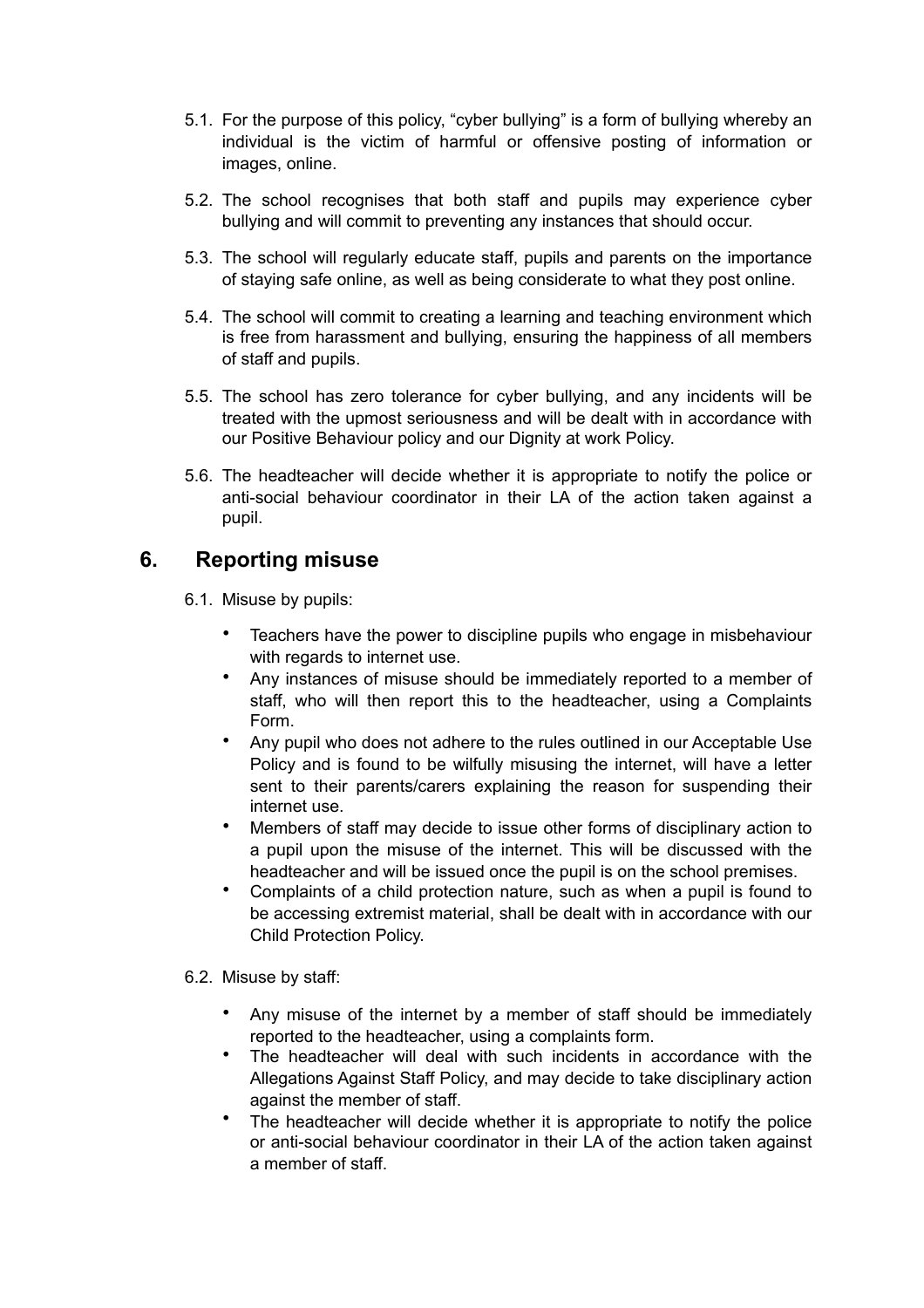5.1. For the purpose of this policy, "cyber bullying" is a form of bullying whereby an individual is the victim of harmful or offensive posting of information or images, online.

5.2. The school recognises that both staff and pupils may experience cyber bullying and will commit to preventing any instances that should occur.

5.3. The school will regularly educate staff, pupils and parents on the importance of staying safe online, as well as being considerate to what they post online.

5.4. The school will commit to creating a learning and teaching environment which is free from harassment and bullying, ensuring the happiness of all members of staff and pupils.

5.5. The school has zero tolerance for cyber bullying, and any incidents will be treated with the upmost seriousness and will be dealt with in accordance with our Positive Behaviour policy and our Dignity at work Policy.

5.6. The headteacher will decide whether it is appropriate to notify the police or anti-social behaviour coordinator in their LA of the action taken against a pupil.

## 6. Reporting misuse

6.1. Misuse by pupils:

- Teachers have the power to discipline pupils who engage in misbehaviour with regards to internet use.
- Any instances of misuse should be immediately reported to a member of staff, who will then report this to the headteacher, using a Complaints Form.
- Any pupil who does not adhere to the rules outlined in our Acceptable Use Policy and is found to be wilfully misusing the internet, will have a letter sent to their parents/carers explaining the reason for suspending their internet use.
- Members of staff may decide to issue other forms of disciplinary action to a pupil upon the misuse of the internet. This will be discussed with the headteacher and will be issued once the pupil is on the school premises.
- Complaints of a child protection nature, such as when a pupil is found to be accessing extremist material, shall be dealt with in accordance with our Child Protection Policy.

6.2. Misuse by staff:

- Any misuse of the internet by a member of staff should be immediately reported to the headteacher, using a complaints form.
- The headteacher will deal with such incidents in accordance with the Allegations Against Staff Policy, and may decide to take disciplinary action against the member of staff.
- The headteacher will decide whether it is appropriate to notify the police or anti-social behaviour coordinator in their LA of the action taken against a member of staff.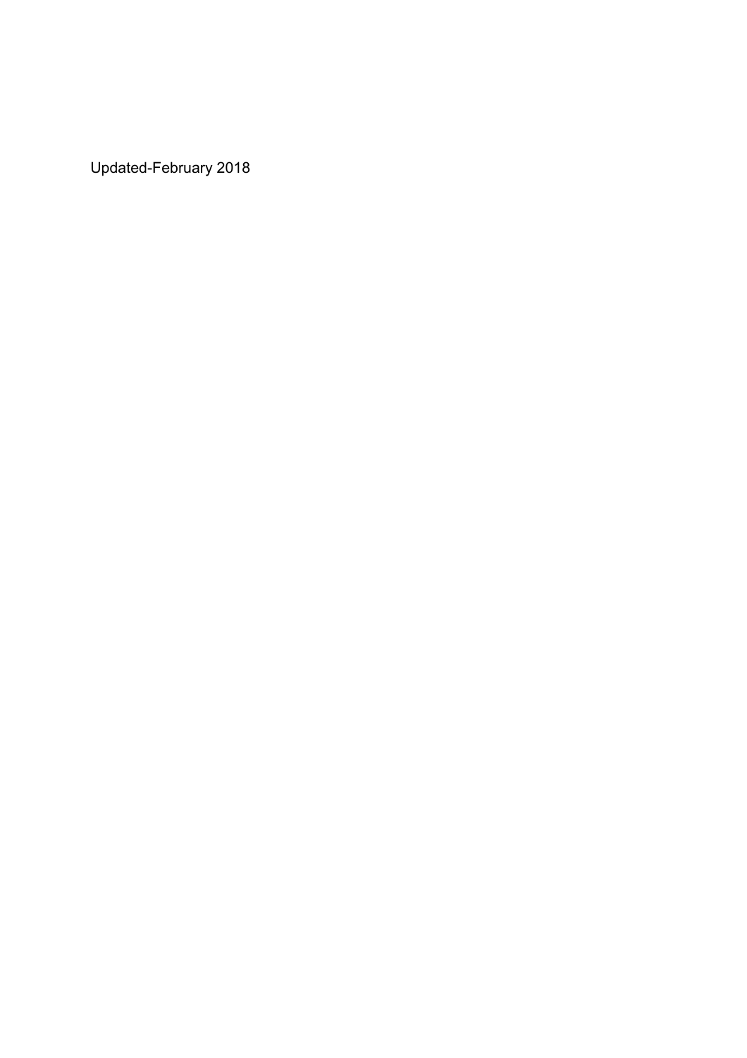Updated-February 2018